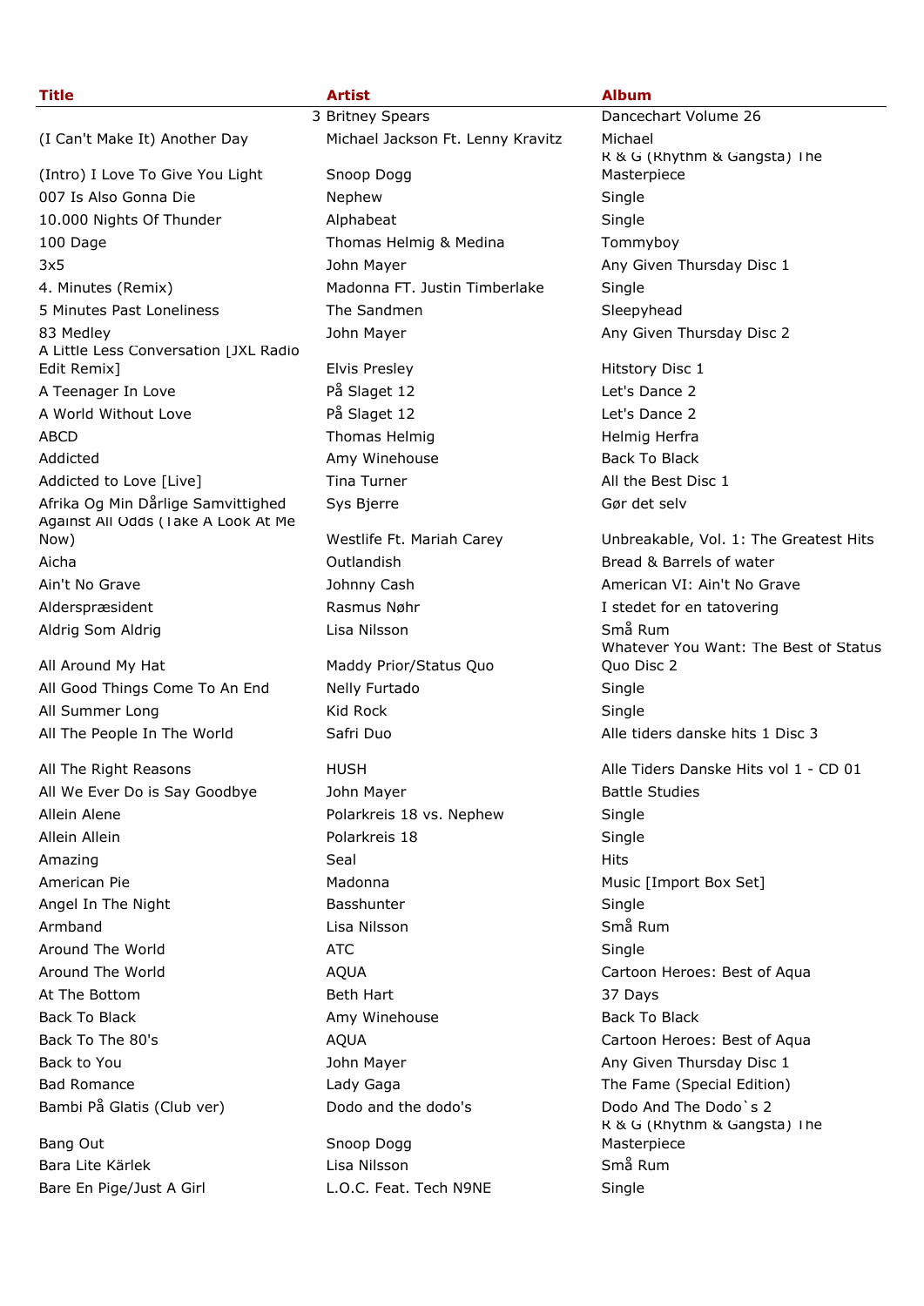| Title | Artist | Album |
| --- | --- | --- |
| | 3 Britney Spears | Dancechart Volume 26 |
| (I Can't Make It) Another Day | Michael Jackson Ft. Lenny Kravitz | Michael |
| (Intro) I Love To Give You Light | Snoop Dogg | R & G (Rhythm & Gangsta) The Masterpiece |
| 007 Is Also Gonna Die | Nephew | Single |
| 10.000 Nights Of Thunder | Alphabeat | Single |
| 100 Dage | Thomas Helmig & Medina | Tommyboy |
| 3x5 | John Mayer | Any Given Thursday Disc 1 |
| 4. Minutes (Remix) | Madonna FT. Justin Timberlake | Single |
| 5 Minutes Past Loneliness | The Sandmen | Sleepyhead |
| 83 Medley | John Mayer | Any Given Thursday Disc 2 |
| A Little Less Conversation [JXL Radio Edit Remix] | Elvis Presley | Hitstory Disc 1 |
| A Teenager In Love | På Slaget 12 | Let's Dance 2 |
| A World Without Love | På Slaget 12 | Let's Dance 2 |
| ABCD | Thomas Helmig | Helmig Herfra |
| Addicted | Amy Winehouse | Back To Black |
| Addicted to Love [Live] | Tina Turner | All the Best Disc 1 |
| Afrika Og Min Dårlige Samvittighed | Sys Bjerre | Gør det selv |
| Against All Odds (Take A Look At Me Now) | Westlife Ft. Mariah Carey | Unbreakable, Vol. 1: The Greatest Hits |
| Aicha | Outlandish | Bread & Barrels of water |
| Ain't No Grave | Johnny Cash | American VI: Ain't No Grave |
| Alderspræsident | Rasmus Nøhr | I stedet for en tatovering |
| Aldrig Som Aldrig | Lisa Nilsson | Små Rum |
| All Around My Hat | Maddy Prior/Status Quo | Whatever You Want: The Best of Status Quo Disc 2 |
| All Good Things Come To An End | Nelly Furtado | Single |
| All Summer Long | Kid Rock | Single |
| All The People In The World | Safri Duo | Alle tiders danske hits 1 Disc 3 |
| All The Right Reasons | HUSH | Alle Tiders Danske Hits vol 1 - CD 01 |
| All We Ever Do is Say Goodbye | John Mayer | Battle Studies |
| Allein Alene | Polarkreis 18 vs. Nephew | Single |
| Allein Allein | Polarkreis 18 | Single |
| Amazing | Seal | Hits |
| American Pie | Madonna | Music [Import Box Set] |
| Angel In The Night | Basshunter | Single |
| Armband | Lisa Nilsson | Små Rum |
| Around The World | ATC | Single |
| Around The World | AQUA | Cartoon Heroes: Best of Aqua |
| At The Bottom | Beth Hart | 37 Days |
| Back To Black | Amy Winehouse | Back To Black |
| Back To The 80's | AQUA | Cartoon Heroes: Best of Aqua |
| Back to You | John Mayer | Any Given Thursday Disc 1 |
| Bad Romance | Lady Gaga | The Fame (Special Edition) |
| Bambi På Glatis (Club ver) | Dodo and the dodo's | Dodo And The Dodo`s 2 |
| Bang Out | Snoop Dogg | R & G (Rhythm & Gangsta) The Masterpiece |
| Bara Lite Kärlek | Lisa Nilsson | Små Rum |
| Bare En Pige/Just A Girl | L.O.C. Feat. Tech N9NE | Single |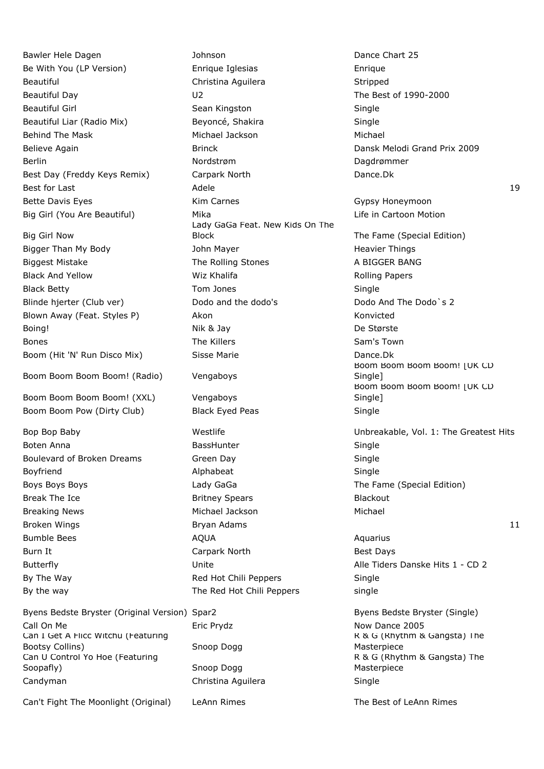| | | | |
|---|---|---|---|
| Bawler Hele Dagen | Johnson | Dance Chart 25 | |
| Be With You (LP Version) | Enrique Iglesias | Enrique | |
| Beautiful | Christina Aguilera | Stripped | |
| Beautiful Day | U2 | The Best of 1990-2000 | |
| Beautiful Girl | Sean Kingston | Single | |
| Beautiful Liar (Radio Mix) | Beyoncé, Shakira | Single | |
| Behind The Mask | Michael Jackson | Michael | |
| Believe Again | Brinck | Dansk Melodi Grand Prix 2009 | |
| Berlin | Nordstrøm | Dagdrømmer | |
| Best Day (Freddy Keys Remix) | Carpark North | Dance.Dk | |
| Best for Last | Adele | | 19 |
| Bette Davis Eyes | Kim Carnes | Gypsy Honeymoon | |
| Big Girl (You Are Beautiful) | Mika | Life in Cartoon Motion | |
| Big Girl Now | Lady GaGa Feat. New Kids On The Block | The Fame (Special Edition) | |
| Bigger Than My Body | John Mayer | Heavier Things | |
| Biggest Mistake | The Rolling Stones | A BIGGER BANG | |
| Black And Yellow | Wiz Khalifa | Rolling Papers | |
| Black Betty | Tom Jones | Single | |
| Blinde hjerter (Club ver) | Dodo and the dodo's | Dodo And The Dodo`s 2 | |
| Blown Away (Feat. Styles P) | Akon | Konvicted | |
| Boing! | Nik & Jay | De Største | |
| Bones | The Killers | Sam's Town | |
| Boom (Hit 'N' Run Disco Mix) | Sisse Marie | Dance.Dk | |
| Boom Boom Boom Boom! (Radio) | Vengaboys | Boom Boom Boom Boom! [UK CD Single] | |
| Boom Boom Boom Boom! (XXL) | Vengaboys | Boom Boom Boom Boom! [UK CD Single] | |
| Boom Boom Pow (Dirty Club) | Black Eyed Peas | Single | |
| Bop Bop Baby | Westlife | Unbreakable, Vol. 1: The Greatest Hits | |
| Boten Anna | BassHunter | Single | |
| Boulevard of Broken Dreams | Green Day | Single | |
| Boyfriend | Alphabeat | Single | |
| Boys Boys Boys | Lady GaGa | The Fame (Special Edition) | |
| Break The Ice | Britney Spears | Blackout | |
| Breaking News | Michael Jackson | Michael | |
| Broken Wings | Bryan Adams | | 11 |
| Bumble Bees | AQUA | Aquarius | |
| Burn It | Carpark North | Best Days | |
| Butterfly | Unite | Alle Tiders Danske Hits 1 - CD 2 | |
| By The Way | Red Hot Chili Peppers | Single | |
| By the way | The Red Hot Chili Peppers | single | |
| Byens Bedste Bryster (Original Version) | Spar2 | Byens Bedste Bryster (Single) | |
| Call On Me | Eric Prydz | Now Dance 2005 | |
| Can I Get A Flicc Witchu (Featuring Bootsy Collins) | Snoop Dogg | R & G (Rhythm & Gangsta) The Masterpiece | |
| Can U Control Yo Hoe (Featuring Soopafly) | Snoop Dogg | R & G (Rhythm & Gangsta) The Masterpiece | |
| Candyman | Christina Aguilera | Single | |
| Can't Fight The Moonlight (Original) | LeAnn Rimes | The Best of LeAnn Rimes | |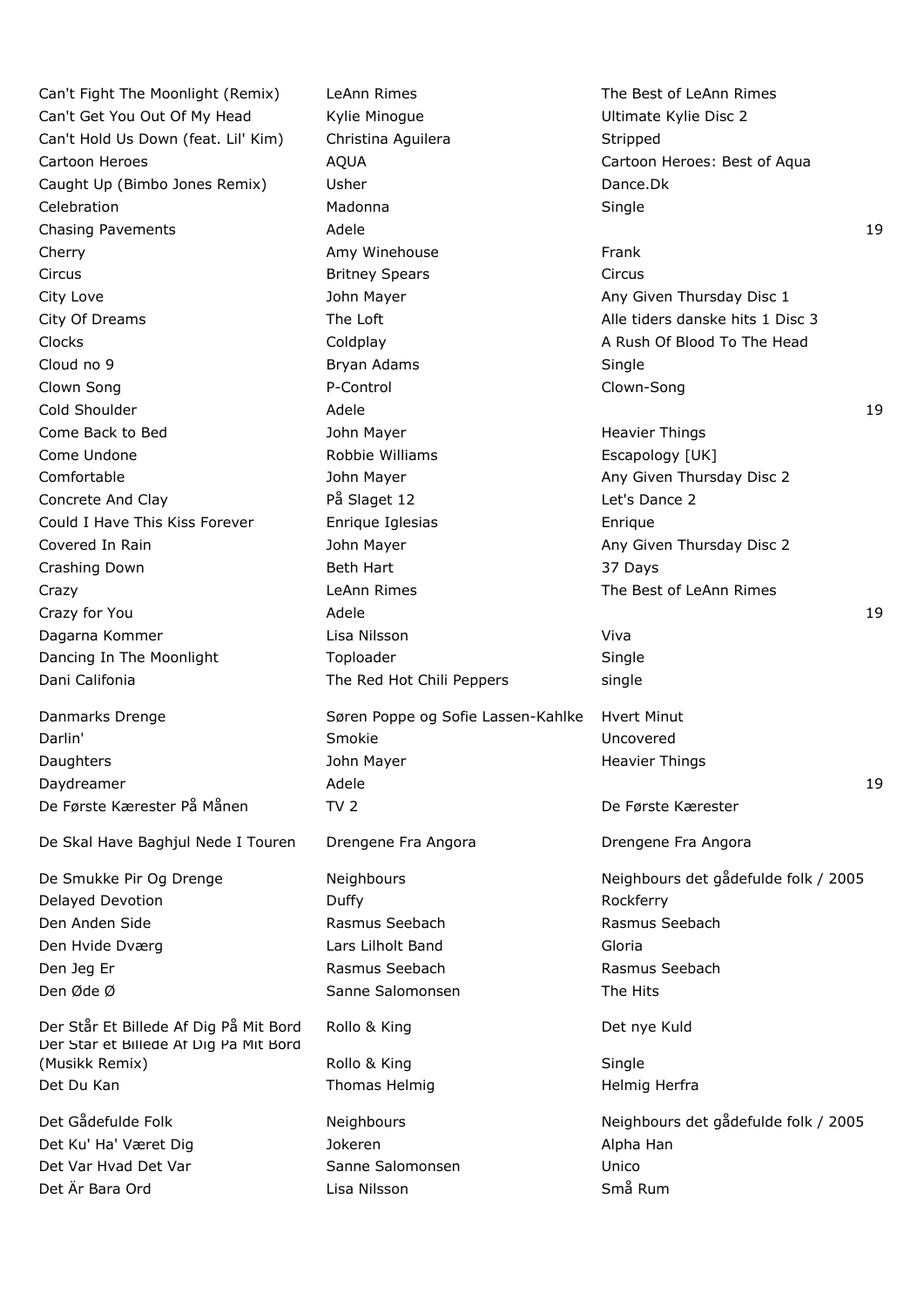| | | | |
|---|---|---|---|
| Can't Fight The Moonlight (Remix) | LeAnn Rimes | The Best of LeAnn Rimes | |
| Can't Get You Out Of My Head | Kylie Minogue | Ultimate Kylie Disc 2 | |
| Can't Hold Us Down (feat. Lil' Kim) | Christina Aguilera | Stripped | |
| Cartoon Heroes | AQUA | Cartoon Heroes: Best of Aqua | |
| Caught Up (Bimbo Jones Remix) | Usher | Dance.Dk | |
| Celebration | Madonna | Single | |
| Chasing Pavements | Adele | | 19 |
| Cherry | Amy Winehouse | Frank | |
| Circus | Britney Spears | Circus | |
| City Love | John Mayer | Any Given Thursday Disc 1 | |
| City Of Dreams | The Loft | Alle tiders danske hits 1 Disc 3 | |
| Clocks | Coldplay | A Rush Of Blood To The Head | |
| Cloud no 9 | Bryan Adams | Single | |
| Clown Song | P-Control | Clown-Song | |
| Cold Shoulder | Adele | | 19 |
| Come Back to Bed | John Mayer | Heavier Things | |
| Come Undone | Robbie Williams | Escapology [UK] | |
| Comfortable | John Mayer | Any Given Thursday Disc 2 | |
| Concrete And Clay | På Slaget 12 | Let's Dance 2 | |
| Could I Have This Kiss Forever | Enrique Iglesias | Enrique | |
| Covered In Rain | John Mayer | Any Given Thursday Disc 2 | |
| Crashing Down | Beth Hart | 37 Days | |
| Crazy | LeAnn Rimes | The Best of LeAnn Rimes | |
| Crazy for You | Adele | | 19 |
| Dagarna Kommer | Lisa Nilsson | Viva | |
| Dancing In The Moonlight | Toploader | Single | |
| Dani Califonia | The Red Hot Chili Peppers | single | |
| Danmarks Drenge | Søren Poppe og Sofie Lassen-Kahlke | Hvert Minut | |
| Darlin' | Smokie | Uncovered | |
| Daughters | John Mayer | Heavier Things | |
| Daydreamer | Adele | | 19 |
| De Første Kærester På Månen | TV 2 | De Første Kærester | |
| De Skal Have Baghjul Nede I Touren | Drengene Fra Angora | Drengene Fra Angora | |
| De Smukke Pir Og Drenge | Neighbours | Neighbours det gådefulde folk / 2005 | |
| Delayed Devotion | Duffy | Rockferry | |
| Den Anden Side | Rasmus Seebach | Rasmus Seebach | |
| Den Hvide Dværg | Lars Lilholt Band | Gloria | |
| Den Jeg Er | Rasmus Seebach | Rasmus Seebach | |
| Den Øde Ø | Sanne Salomonsen | The Hits | |
| Der Står Et Billede Af Dig På Mit Bord | Rollo & King | Det nye Kuld | |
| Der Står et Billede Af Dig På Mit Bord (Musikk Remix) | Rollo & King | Single | |
| Det Du Kan | Thomas Helmig | Helmig Herfra | |
| Det Gådefulde Folk | Neighbours | Neighbours det gådefulde folk / 2005 | |
| Det Ku' Ha' Været Dig | Jokeren | Alpha Han | |
| Det Var Hvad Det Var | Sanne Salomonsen | Unico | |
| Det Är Bara Ord | Lisa Nilsson | Små Rum | |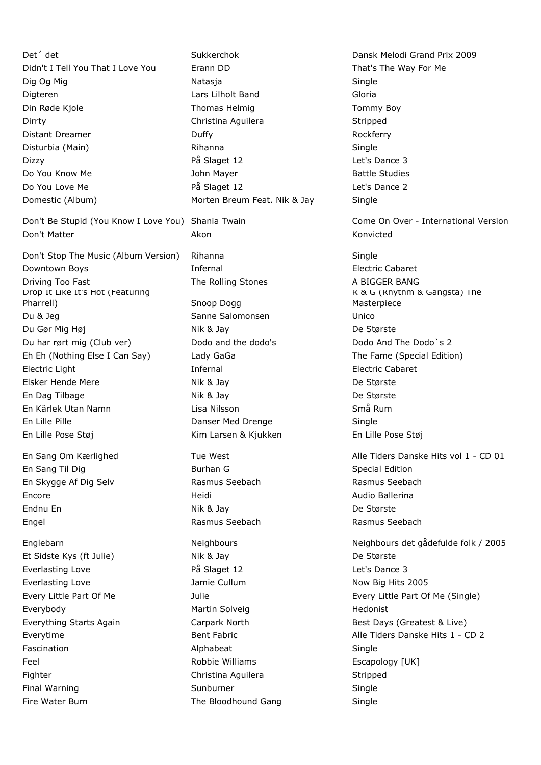| | | |
|---|---|---|
| Det´ det | Sukkerchok | Dansk Melodi Grand Prix 2009 |
| Didn't I Tell You That I Love You | Erann DD | That's The Way For Me |
| Dig Og Mig | Natasja | Single |
| Digteren | Lars Lilholt Band | Gloria |
| Din Røde Kjole | Thomas Helmig | Tommy Boy |
| Dirrty | Christina Aguilera | Stripped |
| Distant Dreamer | Duffy | Rockferry |
| Disturbia (Main) | Rihanna | Single |
| Dizzy | På Slaget 12 | Let's Dance 3 |
| Do You Know Me | John Mayer | Battle Studies |
| Do You Love Me | På Slaget 12 | Let's Dance 2 |
| Domestic (Album) | Morten Breum Feat. Nik & Jay | Single |
| Don't Be Stupid (You Know I Love You) | Shania Twain | Come On Over - International Version |
| Don't Matter | Akon | Konvicted |
| Don't Stop The Music (Album Version) | Rihanna | Single |
| Downtown Boys | Infernal | Electric Cabaret |
| Driving Too Fast | The Rolling Stones | A BIGGER BANG |
| Drop It Like It's Hot (Featuring Pharrell) | Snoop Dogg | R & G (Rhythm & Gangsta) The Masterpiece |
| Du & Jeg | Sanne Salomonsen | Unico |
| Du Gør Mig Høj | Nik & Jay | De Største |
| Du har rørt mig (Club ver) | Dodo and the dodo's | Dodo And The Dodo`s 2 |
| Eh Eh (Nothing Else I Can Say) | Lady GaGa | The Fame (Special Edition) |
| Electric Light | Infernal | Electric Cabaret |
| Elsker Hende Mere | Nik & Jay | De Største |
| En Dag Tilbage | Nik & Jay | De Største |
| En Kärlek Utan Namn | Lisa Nilsson | Små Rum |
| En Lille Pille | Danser Med Drenge | Single |
| En Lille Pose Støj | Kim Larsen & Kjukken | En Lille Pose Støj |
| En Sang Om Kærlighed | Tue West | Alle Tiders Danske Hits vol 1 - CD 01 |
| En Sang Til Dig | Burhan G | Special Edition |
| En Skygge Af Dig Selv | Rasmus Seebach | Rasmus Seebach |
| Encore | Heidi | Audio Ballerina |
| Endnu En | Nik & Jay | De Største |
| Engel | Rasmus Seebach | Rasmus Seebach |
| Englebarn | Neighbours | Neighbours det gådefulde folk / 2005 |
| Et Sidste Kys (ft Julie) | Nik & Jay | De Største |
| Everlasting Love | På Slaget 12 | Let's Dance 3 |
| Everlasting Love | Jamie Cullum | Now Big Hits 2005 |
| Every Little Part Of Me | Julie | Every Little Part Of Me (Single) |
| Everybody | Martin Solveig | Hedonist |
| Everything Starts Again | Carpark North | Best Days (Greatest & Live) |
| Everytime | Bent Fabric | Alle Tiders Danske Hits 1 - CD 2 |
| Fascination | Alphabeat | Single |
| Feel | Robbie Williams | Escapology [UK] |
| Fighter | Christina Aguilera | Stripped |
| Final Warning | Sunburner | Single |
| Fire Water Burn | The Bloodhound Gang | Single |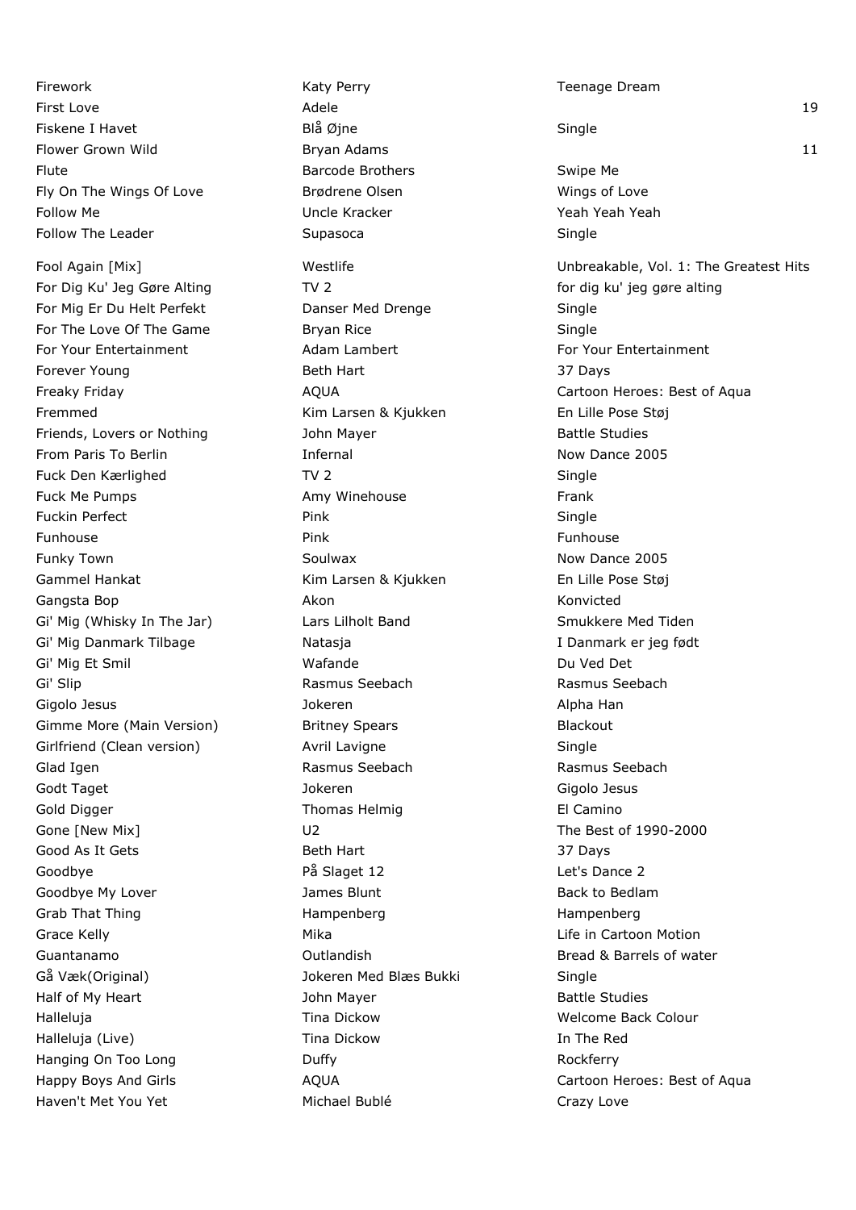| | | |
|---|---|---|
| Firework | Katy Perry | Teenage Dream |
| First Love | Adele | 19 |
| Fiskene I Havet | Blå Øjne | Single |
| Flower Grown Wild | Bryan Adams | 11 |
| Flute | Barcode Brothers | Swipe Me |
| Fly On The Wings Of Love | Brødrene Olsen | Wings of Love |
| Follow Me | Uncle Kracker | Yeah Yeah Yeah |
| Follow The Leader | Supasoca | Single |
| Fool Again [Mix] | Westlife | Unbreakable, Vol. 1: The Greatest Hits |
| For Dig Ku' Jeg Gøre Alting | TV 2 | for dig ku' jeg gøre alting |
| For Mig Er Du Helt Perfekt | Danser Med Drenge | Single |
| For The Love Of The Game | Bryan Rice | Single |
| For Your Entertainment | Adam Lambert | For Your Entertainment |
| Forever Young | Beth Hart | 37 Days |
| Freaky Friday | AQUA | Cartoon Heroes: Best of Aqua |
| Fremmed | Kim Larsen & Kjukken | En Lille Pose Støj |
| Friends, Lovers or Nothing | John Mayer | Battle Studies |
| From Paris To Berlin | Infernal | Now Dance 2005 |
| Fuck Den Kærlighed | TV 2 | Single |
| Fuck Me Pumps | Amy Winehouse | Frank |
| Fuckin Perfect | Pink | Single |
| Funhouse | Pink | Funhouse |
| Funky Town | Soulwax | Now Dance 2005 |
| Gammel Hankat | Kim Larsen & Kjukken | En Lille Pose Støj |
| Gangsta Bop | Akon | Konvicted |
| Gi' Mig (Whisky In The Jar) | Lars Lilholt Band | Smukkere Med Tiden |
| Gi' Mig Danmark Tilbage | Natasja | I Danmark er jeg født |
| Gi' Mig Et Smil | Wafande | Du Ved Det |
| Gi' Slip | Rasmus Seebach | Rasmus Seebach |
| Gigolo Jesus | Jokeren | Alpha Han |
| Gimme More (Main Version) | Britney Spears | Blackout |
| Girlfriend (Clean version) | Avril Lavigne | Single |
| Glad Igen | Rasmus Seebach | Rasmus Seebach |
| Godt Taget | Jokeren | Gigolo Jesus |
| Gold Digger | Thomas Helmig | El Camino |
| Gone [New Mix] | U2 | The Best of 1990-2000 |
| Good As It Gets | Beth Hart | 37 Days |
| Goodbye | På Slaget 12 | Let's Dance 2 |
| Goodbye My Lover | James Blunt | Back to Bedlam |
| Grab That Thing | Hampenberg | Hampenberg |
| Grace Kelly | Mika | Life in Cartoon Motion |
| Guantanamo | Outlandish | Bread & Barrels of water |
| Gå Væk(Original) | Jokeren Med Blæs Bukki | Single |
| Half of My Heart | John Mayer | Battle Studies |
| Halleluja | Tina Dickow | Welcome Back Colour |
| Halleluja (Live) | Tina Dickow | In The Red |
| Hanging On Too Long | Duffy | Rockferry |
| Happy Boys And Girls | AQUA | Cartoon Heroes: Best of Aqua |
| Haven't Met You Yet | Michael Bublé | Crazy Love |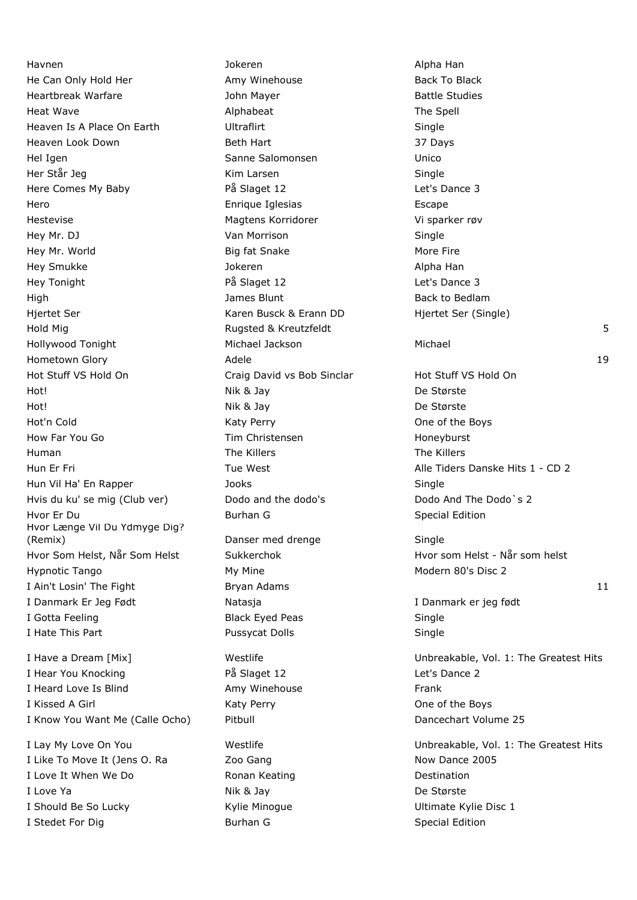| | | | |
|---|---|---|---|
| Havnen | Jokeren | Alpha Han | |
| He Can Only Hold Her | Amy Winehouse | Back To Black | |
| Heartbreak Warfare | John Mayer | Battle Studies | |
| Heat Wave | Alphabeat | The Spell | |
| Heaven Is A Place On Earth | Ultraflirt | Single | |
| Heaven Look Down | Beth Hart | 37 Days | |
| Hel Igen | Sanne Salomonsen | Unico | |
| Her Står Jeg | Kim Larsen | Single | |
| Here Comes My Baby | På Slaget 12 | Let's Dance 3 | |
| Hero | Enrique Iglesias | Escape | |
| Hestevise | Magtens Korridorer | Vi sparker røv | |
| Hey Mr. DJ | Van Morrison | Single | |
| Hey Mr. World | Big fat Snake | More Fire | |
| Hey Smukke | Jokeren | Alpha Han | |
| Hey Tonight | På Slaget 12 | Let's Dance 3 | |
| High | James Blunt | Back to Bedlam | |
| Hjertet Ser | Karen Busck & Erann DD | Hjertet Ser (Single) | |
| Hold Mig | Rugsted & Kreutzfeldt | | 5 |
| Hollywood Tonight | Michael Jackson | Michael | |
| Hometown Glory | Adele | | 19 |
| Hot Stuff VS Hold On | Craig David vs Bob Sinclar | Hot Stuff VS Hold On | |
| Hot! | Nik & Jay | De Største | |
| Hot! | Nik & Jay | De Største | |
| Hot'n Cold | Katy Perry | One of the Boys | |
| How Far You Go | Tim Christensen | Honeyburst | |
| Human | The Killers | The Killers | |
| Hun Er Fri | Tue West | Alle Tiders Danske Hits 1 - CD 2 | |
| Hun Vil Ha' En Rapper | Jooks | Single | |
| Hvis du ku' se mig (Club ver) | Dodo and the dodo's | Dodo And The Dodo`s 2 | |
| Hvor Er Du | Burhan G | Special Edition | |
| Hvor Længe Vil Du Ydmyge Dig? (Remix) | Danser med drenge | Single | |
| Hvor Som Helst, Når Som Helst | Sukkerchok | Hvor som Helst - Når som helst | |
| Hypnotic Tango | My Mine | Modern 80's Disc 2 | |
| I Ain't Losin' The Fight | Bryan Adams | | 11 |
| I Danmark Er Jeg Født | Natasja | I Danmark er jeg født | |
| I Gotta Feeling | Black Eyed Peas | Single | |
| I Hate This Part | Pussycat Dolls | Single | |
| I Have a Dream [Mix] | Westlife | Unbreakable, Vol. 1: The Greatest Hits | |
| I Hear You Knocking | På Slaget 12 | Let's Dance 2 | |
| I Heard Love Is Blind | Amy Winehouse | Frank | |
| I Kissed A Girl | Katy Perry | One of the Boys | |
| I Know You Want Me (Calle Ocho) | Pitbull | Dancechart Volume 25 | |
| I Lay My Love On You | Westlife | Unbreakable, Vol. 1: The Greatest Hits | |
| I Like To Move It (Jens O. Ra | Zoo Gang | Now Dance 2005 | |
| I Love It When We Do | Ronan Keating | Destination | |
| I Love Ya | Nik & Jay | De Største | |
| I Should Be So Lucky | Kylie Minogue | Ultimate Kylie Disc 1 | |
| I Stedet For Dig | Burhan G | Special Edition | |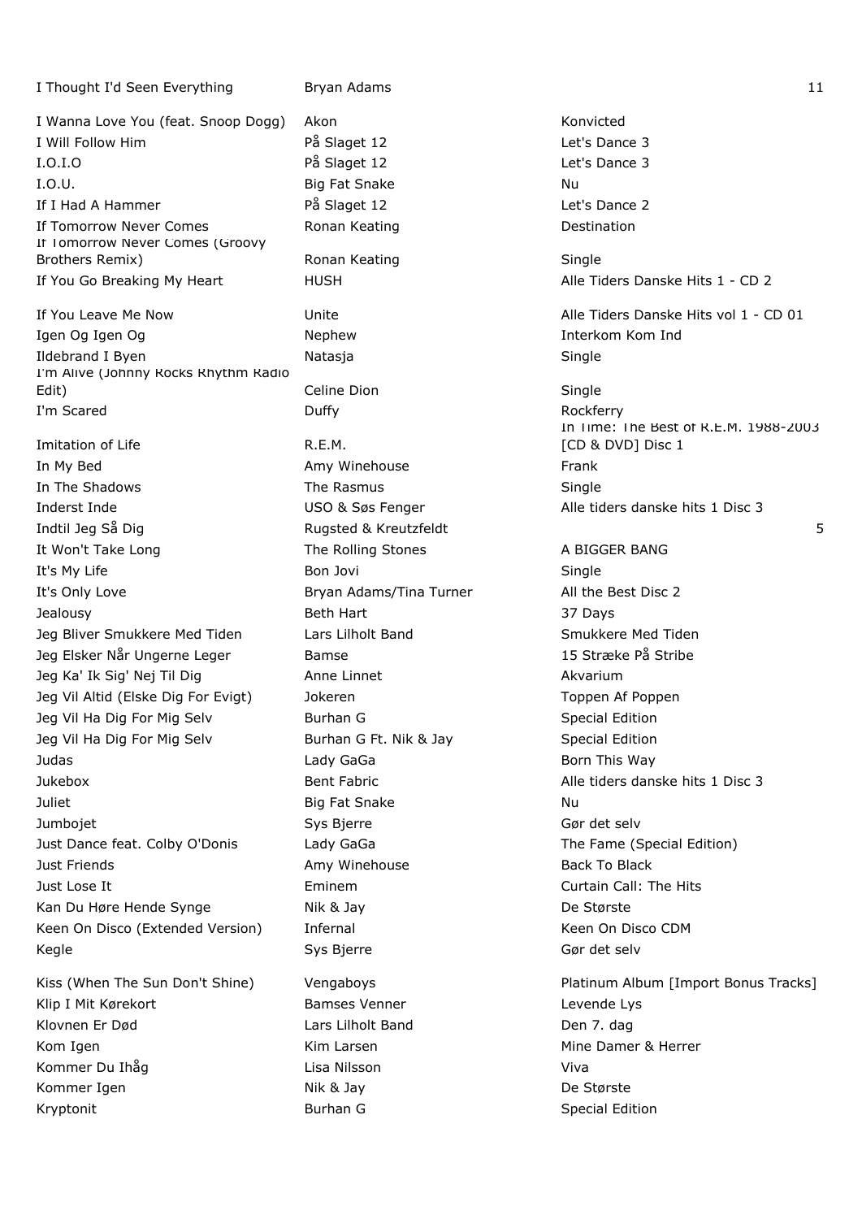| | | | |
|---|---|---|---|
| I Thought I'd Seen Everything | Bryan Adams | | 11 |
| I Wanna Love You (feat. Snoop Dogg) | Akon | Konvicted | |
| I Will Follow Him | På Slaget 12 | Let's Dance 3 | |
| I.O.I.O | På Slaget 12 | Let's Dance 3 | |
| I.O.U. | Big Fat Snake | Nu | |
| If I Had A Hammer | På Slaget 12 | Let's Dance 2 | |
| If Tomorrow Never Comes | Ronan Keating | Destination | |
| If Tomorrow Never Comes (Groovy Brothers Remix) | Ronan Keating | Single | |
| If You Go Breaking My Heart | HUSH | Alle Tiders Danske Hits 1 - CD 2 | |
| If You Leave Me Now | Unite | Alle Tiders Danske Hits vol 1 - CD 01 | |
| Igen Og Igen Og | Nephew | Interkom Kom Ind | |
| Ildebrand I Byen | Natasja | Single | |
| I'm Alive (Johnny Rocks Rhythm Radio Edit) | Celine Dion | Single | |
| I'm Scared | Duffy | Rockferry | |
| Imitation of Life | R.E.M. | In Time: The Best of R.E.M. 1988-2003 [CD & DVD] Disc 1 | |
| In My Bed | Amy Winehouse | Frank | |
| In The Shadows | The Rasmus | Single | |
| Inderst Inde | USO & Søs Fenger | Alle tiders danske hits 1 Disc 3 | |
| Indtil Jeg Så Dig | Rugsted & Kreutzfeldt | | 5 |
| It Won't Take Long | The Rolling Stones | A BIGGER BANG | |
| It's My Life | Bon Jovi | Single | |
| It's Only Love | Bryan Adams/Tina Turner | All the Best Disc 2 | |
| Jealousy | Beth Hart | 37 Days | |
| Jeg Bliver Smukkere Med Tiden | Lars Lilholt Band | Smukkere Med Tiden | |
| Jeg Elsker Når Ungerne Leger | Bamse | 15 Stræke På Stribe | |
| Jeg Ka' Ik Sig' Nej Til Dig | Anne Linnet | Akvarium | |
| Jeg Vil Altid (Elske Dig For Evigt) | Jokeren | Toppen Af Poppen | |
| Jeg Vil Ha Dig For Mig Selv | Burhan G | Special Edition | |
| Jeg Vil Ha Dig For Mig Selv | Burhan G Ft. Nik & Jay | Special Edition | |
| Judas | Lady GaGa | Born This Way | |
| Jukebox | Bent Fabric | Alle tiders danske hits 1 Disc 3 | |
| Juliet | Big Fat Snake | Nu | |
| Jumbojet | Sys Bjerre | Gør det selv | |
| Just Dance feat. Colby O'Donis | Lady GaGa | The Fame (Special Edition) | |
| Just Friends | Amy Winehouse | Back To Black | |
| Just Lose It | Eminem | Curtain Call: The Hits | |
| Kan Du Høre Hende Synge | Nik & Jay | De Største | |
| Keen On Disco (Extended Version) | Infernal | Keen On Disco CDM | |
| Kegle | Sys Bjerre | Gør det selv | |
| Kiss (When The Sun Don't Shine) | Vengaboys | Platinum Album [Import Bonus Tracks] | |
| Klip I Mit Kørekort | Bamses Venner | Levende Lys | |
| Klovnen Er Død | Lars Lilholt Band | Den 7. dag | |
| Kom Igen | Kim Larsen | Mine Damer & Herrer | |
| Kommer Du Ihåg | Lisa Nilsson | Viva | |
| Kommer Igen | Nik & Jay | De Største | |
| Kryptonit | Burhan G | Special Edition | |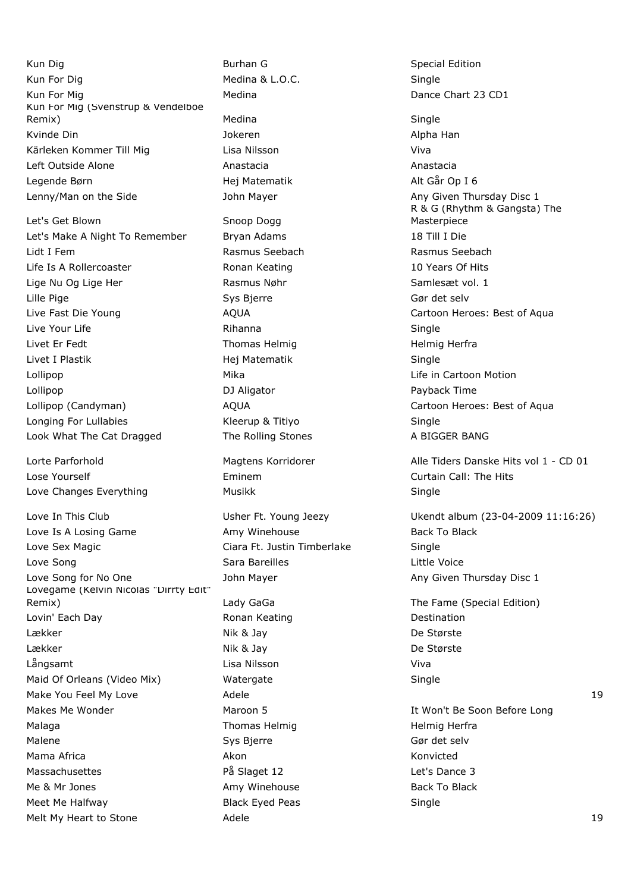| | | | |
|---|---|---|---|
| Kun Dig | Burhan G | Special Edition | |
| Kun For Dig | Medina & L.O.C. | Single | |
| Kun For Mig | Medina | Dance Chart 23 CD1 | |
| Kun For Mig (Svenstrup & Vendelboe Remix) | Medina | Single | |
| Kvinde Din | Jokeren | Alpha Han | |
| Kärleken Kommer Till Mig | Lisa Nilsson | Viva | |
| Left Outside Alone | Anastacia | Anastacia | |
| Legende Børn | Hej Matematik | Alt Går Op I 6 | |
| Lenny/Man on the Side | John Mayer | Any Given Thursday Disc 1 | |
| Let's Get Blown | Snoop Dogg | R & G (Rhythm & Gangsta) The Masterpiece | |
| Let's Make A Night To Remember | Bryan Adams | 18 Till I Die | |
| Lidt I Fem | Rasmus Seebach | Rasmus Seebach | |
| Life Is A Rollercoaster | Ronan Keating | 10 Years Of Hits | |
| Lige Nu Og Lige Her | Rasmus Nøhr | Samlesæt vol. 1 | |
| Lille Pige | Sys Bjerre | Gør det selv | |
| Live Fast Die Young | AQUA | Cartoon Heroes: Best of Aqua | |
| Live Your Life | Rihanna | Single | |
| Livet Er Fedt | Thomas Helmig | Helmig Herfra | |
| Livet I Plastik | Hej Matematik | Single | |
| Lollipop | Mika | Life in Cartoon Motion | |
| Lollipop | DJ Aligator | Payback Time | |
| Lollipop (Candyman) | AQUA | Cartoon Heroes: Best of Aqua | |
| Longing For Lullabies | Kleerup & Titiyo | Single | |
| Look What The Cat Dragged | The Rolling Stones | A BIGGER BANG | |
| Lorte Parforhold | Magtens Korridorer | Alle Tiders Danske Hits vol 1 - CD 01 | |
| Lose Yourself | Eminem | Curtain Call: The Hits | |
| Love Changes Everything | Musikk | Single | |
| Love In This Club | Usher Ft. Young Jeezy | Ukendt album (23-04-2009 11:16:26) | |
| Love Is A Losing Game | Amy Winehouse | Back To Black | |
| Love Sex Magic | Ciara Ft. Justin Timberlake | Single | |
| Love Song | Sara Bareilles | Little Voice | |
| Love Song for No One | John Mayer | Any Given Thursday Disc 1 | |
| Lovegame (Kelvin Nicolas "Dirrty Edit" Remix) | Lady GaGa | The Fame (Special Edition) | |
| Lovin' Each Day | Ronan Keating | Destination | |
| Lækker | Nik & Jay | De Største | |
| Lækker | Nik & Jay | De Største | |
| Långsamt | Lisa Nilsson | Viva | |
| Maid Of Orleans (Video Mix) | Watergate | Single | |
| Make You Feel My Love | Adele | | 19 |
| Makes Me Wonder | Maroon 5 | It Won't Be Soon Before Long | |
| Malaga | Thomas Helmig | Helmig Herfra | |
| Malene | Sys Bjerre | Gør det selv | |
| Mama Africa | Akon | Konvicted | |
| Massachusettes | På Slaget 12 | Let's Dance 3 | |
| Me & Mr Jones | Amy Winehouse | Back To Black | |
| Meet Me Halfway | Black Eyed Peas | Single | |
| Melt My Heart to Stone | Adele | | 19 |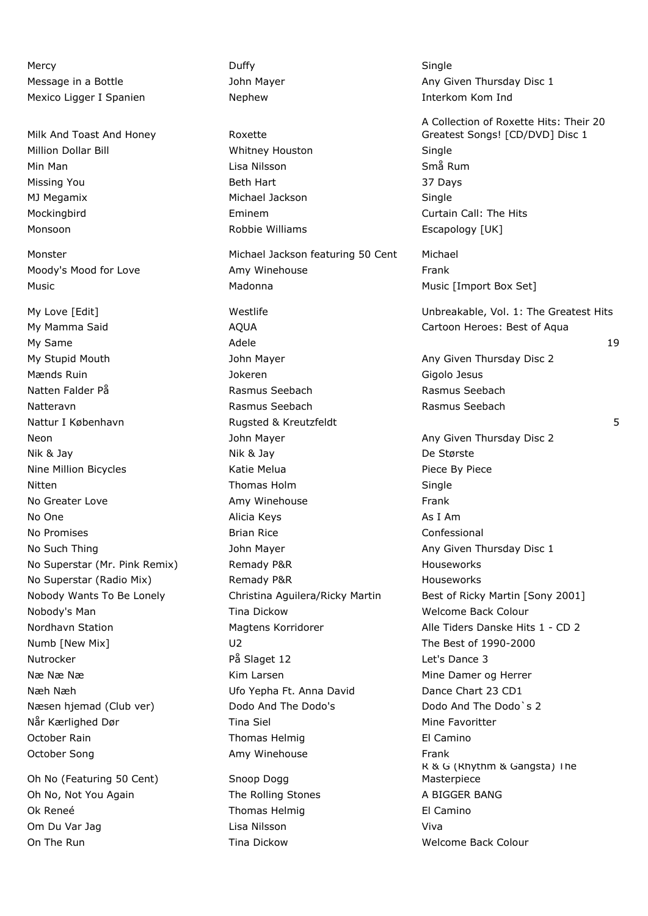| | | |
|---|---|---|
| Mercy | Duffy | Single |
| Message in a Bottle | John Mayer | Any Given Thursday Disc 1 |
| Mexico Ligger I Spanien | Nephew | Interkom Kom Ind |
| Milk And Toast And Honey | Roxette | A Collection of Roxette Hits: Their 20 Greatest Songs! [CD/DVD] Disc 1 |
| Million Dollar Bill | Whitney Houston | Single |
| Min Man | Lisa Nilsson | Små Rum |
| Missing You | Beth Hart | 37 Days |
| MJ Megamix | Michael Jackson | Single |
| Mockingbird | Eminem | Curtain Call: The Hits |
| Monsoon | Robbie Williams | Escapology [UK] |
| Monster | Michael Jackson featuring 50 Cent | Michael |
| Moody's Mood for Love | Amy Winehouse | Frank |
| Music | Madonna | Music [Import Box Set] |
| My Love [Edit] | Westlife | Unbreakable, Vol. 1: The Greatest Hits |
| My Mamma Said | AQUA | Cartoon Heroes: Best of Aqua |
| My Same | Adele | 19 |
| My Stupid Mouth | John Mayer | Any Given Thursday Disc 2 |
| Mænds Ruin | Jokeren | Gigolo Jesus |
| Natten Falder På | Rasmus Seebach | Rasmus Seebach |
| Natteravn | Rasmus Seebach | Rasmus Seebach |
| Nattur I København | Rugsted & Kreutzfeldt | 5 |
| Neon | John Mayer | Any Given Thursday Disc 2 |
| Nik & Jay | Nik & Jay | De Største |
| Nine Million Bicycles | Katie Melua | Piece By Piece |
| Nitten | Thomas Holm | Single |
| No Greater Love | Amy Winehouse | Frank |
| No One | Alicia Keys | As I Am |
| No Promises | Brian Rice | Confessional |
| No Such Thing | John Mayer | Any Given Thursday Disc 1 |
| No Superstar (Mr. Pink Remix) | Remady P&R | Houseworks |
| No Superstar (Radio Mix) | Remady P&R | Houseworks |
| Nobody Wants To Be Lonely | Christina Aguilera/Ricky Martin | Best of Ricky Martin [Sony 2001] |
| Nobody's Man | Tina Dickow | Welcome Back Colour |
| Nordhavn Station | Magtens Korridorer | Alle Tiders Danske Hits 1 - CD 2 |
| Numb [New Mix] | U2 | The Best of 1990-2000 |
| Nutrocker | På Slaget 12 | Let's Dance 3 |
| Næ Næ Næ | Kim Larsen | Mine Damer og Herrer |
| Næh Næh | Ufo Yepha Ft. Anna David | Dance Chart 23 CD1 |
| Næsen hjemad (Club ver) | Dodo And The Dodo's | Dodo And The Dodo`s 2 |
| Når Kærlighed Dør | Tina Siel | Mine Favoritter |
| October Rain | Thomas Helmig | El Camino |
| October Song | Amy Winehouse | Frank |
| Oh No (Featuring 50 Cent) | Snoop Dogg | R & G (Rhythm & Gangsta) The Masterpiece |
| Oh No, Not You Again | The Rolling Stones | A BIGGER BANG |
| Ok Reneé | Thomas Helmig | El Camino |
| Om Du Var Jag | Lisa Nilsson | Viva |
| On The Run | Tina Dickow | Welcome Back Colour |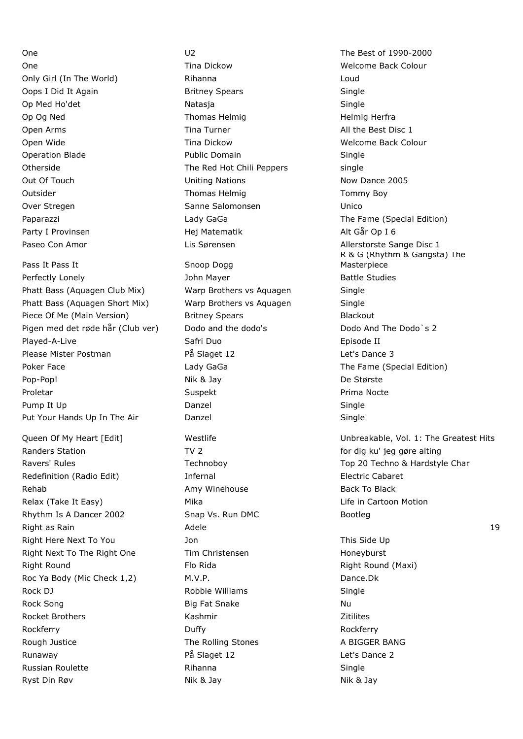| | | |
|---|---|---|
| One | U2 | The Best of 1990-2000 |
| One | Tina Dickow | Welcome Back Colour |
| Only Girl (In The World) | Rihanna | Loud |
| Oops I Did It Again | Britney Spears | Single |
| Op Med Ho'det | Natasja | Single |
| Op Og Ned | Thomas Helmig | Helmig Herfra |
| Open Arms | Tina Turner | All the Best Disc 1 |
| Open Wide | Tina Dickow | Welcome Back Colour |
| Operation Blade | Public Domain | Single |
| Otherside | The Red Hot Chili Peppers | single |
| Out Of Touch | Uniting Nations | Now Dance 2005 |
| Outsider | Thomas Helmig | Tommy Boy |
| Over Stregen | Sanne Salomonsen | Unico |
| Paparazzi | Lady GaGa | The Fame (Special Edition) |
| Party I Provinsen | Hej Matematik | Alt Går Op I 6 |
| Paseo Con Amor | Lis Sørensen | Allerstorste Sange Disc 1 |
| Pass It Pass It | Snoop Dogg | R & G (Rhythm & Gangsta) The Masterpiece |
| Perfectly Lonely | John Mayer | Battle Studies |
| Phatt Bass (Aquagen Club Mix) | Warp Brothers vs Aquagen | Single |
| Phatt Bass (Aquagen Short Mix) | Warp Brothers vs Aquagen | Single |
| Piece Of Me (Main Version) | Britney Spears | Blackout |
| Pigen med det røde hår (Club ver) | Dodo and the dodo's | Dodo And The Dodo`s 2 |
| Played-A-Live | Safri Duo | Episode II |
| Please Mister Postman | På Slaget 12 | Let's Dance 3 |
| Poker Face | Lady GaGa | The Fame (Special Edition) |
| Pop-Pop! | Nik & Jay | De Største |
| Proletar | Suspekt | Prima Nocte |
| Pump It Up | Danzel | Single |
| Put Your Hands Up In The Air | Danzel | Single |
| Queen Of My Heart [Edit] | Westlife | Unbreakable, Vol. 1: The Greatest Hits |
| Randers Station | TV 2 | for dig ku' jeg gøre alting |
| Ravers' Rules | Technoboy | Top 20 Techno & Hardstyle Char |
| Redefinition (Radio Edit) | Infernal | Electric Cabaret |
| Rehab | Amy Winehouse | Back To Black |
| Relax (Take It Easy) | Mika | Life in Cartoon Motion |
| Rhythm Is A Dancer 2002 | Snap Vs. Run DMC | Bootleg |
| Right as Rain | Adele | 19 |
| Right Here Next To You | Jon | This Side Up |
| Right Next To The Right One | Tim Christensen | Honeyburst |
| Right Round | Flo Rida | Right Round (Maxi) |
| Roc Ya Body (Mic Check 1,2) | M.V.P. | Dance.Dk |
| Rock DJ | Robbie Williams | Single |
| Rock Song | Big Fat Snake | Nu |
| Rocket Brothers | Kashmir | Zitilites |
| Rockferry | Duffy | Rockferry |
| Rough Justice | The Rolling Stones | A BIGGER BANG |
| Runaway | På Slaget 12 | Let's Dance 2 |
| Russian Roulette | Rihanna | Single |
| Ryst Din Røv | Nik & Jay | Nik & Jay |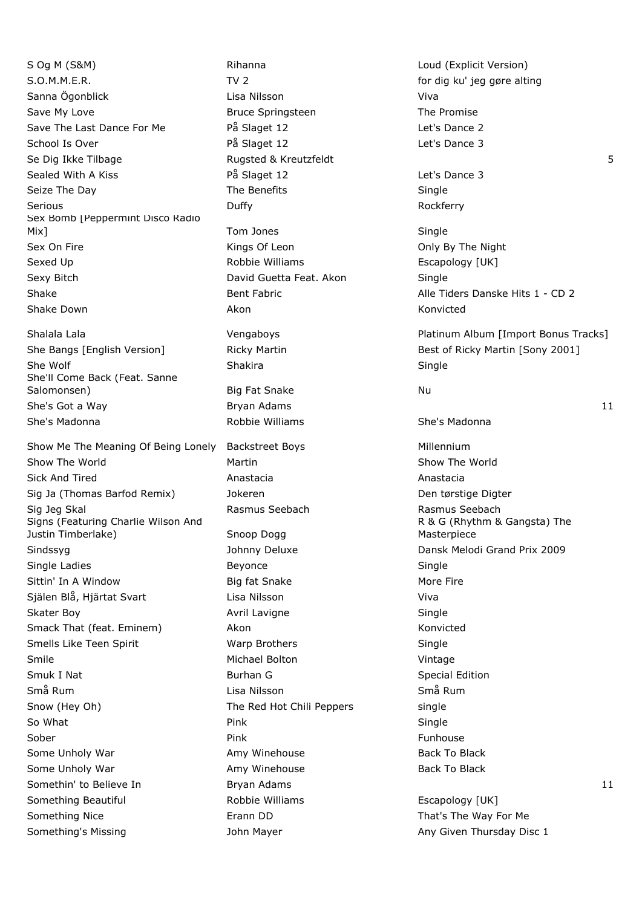| | | | |
|---|---|---|---|
| S Og M (S&M) | Rihanna | Loud (Explicit Version) | |
| S.O.M.M.E.R. | TV 2 | for dig ku' jeg gøre alting | |
| Sanna Ögonblick | Lisa Nilsson | Viva | |
| Save My Love | Bruce Springsteen | The Promise | |
| Save The Last Dance For Me | På Slaget 12 | Let's Dance 2 | |
| School Is Over | På Slaget 12 | Let's Dance 3 | |
| Se Dig Ikke Tilbage | Rugsted & Kreutzfeldt | | 5 |
| Sealed With A Kiss | På Slaget 12 | Let's Dance 3 | |
| Seize The Day | The Benefits | Single | |
| Serious | Duffy | Rockferry | |
| Sex Bomb [Peppermint Disco Radio Mix] | Tom Jones | Single | |
| Sex On Fire | Kings Of Leon | Only By The Night | |
| Sexed Up | Robbie Williams | Escapology [UK] | |
| Sexy Bitch | David Guetta Feat. Akon | Single | |
| Shake | Bent Fabric | Alle Tiders Danske Hits 1 - CD 2 | |
| Shake Down | Akon | Konvicted | |
| Shalala Lala | Vengaboys | Platinum Album [Import Bonus Tracks] | |
| She Bangs [English Version] | Ricky Martin | Best of Ricky Martin [Sony 2001] | |
| She Wolf | Shakira | Single | |
| She'll Come Back (Feat. Sanne Salomonsen) | Big Fat Snake | Nu | |
| She's Got a Way | Bryan Adams | | 11 |
| She's Madonna | Robbie Williams | She's Madonna | |
| Show Me The Meaning Of Being Lonely | Backstreet Boys | Millennium | |
| Show The World | Martin | Show The World | |
| Sick And Tired | Anastacia | Anastacia | |
| Sig Ja (Thomas Barfod Remix) | Jokeren | Den tørstige Digter | |
| Sig Jeg Skal | Rasmus Seebach | Rasmus Seebach | |
| Signs (Featuring Charlie Wilson And Justin Timberlake) | Snoop Dogg | R & G (Rhythm & Gangsta) The Masterpiece | |
| Sindssyg | Johnny Deluxe | Dansk Melodi Grand Prix 2009 | |
| Single Ladies | Beyonce | Single | |
| Sittin' In A Window | Big fat Snake | More Fire | |
| Själen Blå, Hjärtat Svart | Lisa Nilsson | Viva | |
| Skater Boy | Avril Lavigne | Single | |
| Smack That (feat. Eminem) | Akon | Konvicted | |
| Smells Like Teen Spirit | Warp Brothers | Single | |
| Smile | Michael Bolton | Vintage | |
| Smuk I Nat | Burhan G | Special Edition | |
| Små Rum | Lisa Nilsson | Små Rum | |
| Snow (Hey Oh) | The Red Hot Chili Peppers | single | |
| So What | Pink | Single | |
| Sober | Pink | Funhouse | |
| Some Unholy War | Amy Winehouse | Back To Black | |
| Some Unholy War | Amy Winehouse | Back To Black | |
| Somethin' to Believe In | Bryan Adams | | 11 |
| Something Beautiful | Robbie Williams | Escapology [UK] | |
| Something Nice | Erann DD | That's The Way For Me | |
| Something's Missing | John Mayer | Any Given Thursday Disc 1 | |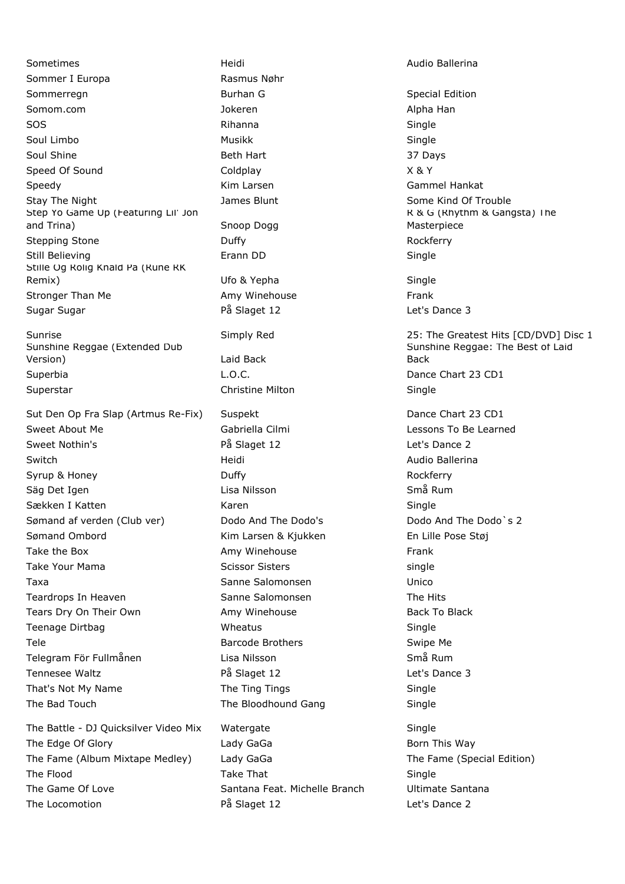| | | |
|---|---|---|
| Sometimes | Heidi | Audio Ballerina |
| Sommer I Europa | Rasmus Nøhr | |
| Sommerregn | Burhan G | Special Edition |
| Somom.com | Jokeren | Alpha Han |
| SOS | Rihanna | Single |
| Soul Limbo | Musikk | Single |
| Soul Shine | Beth Hart | 37 Days |
| Speed Of Sound | Coldplay | X & Y |
| Speedy | Kim Larsen | Gammel Hankat |
| Stay The Night | James Blunt | Some Kind Of Trouble |
| Step Yo Game Up (Featuring Lil' Jon and Trina) | Snoop Dogg | R & G (Rhythm & Gangsta) The Masterpiece |
| Stepping Stone | Duffy | Rockferry |
| Still Believing | Erann DD | Single |
| Stille Og Rolig Knald På (Rune RK Remix) | Ufo & Yepha | Single |
| Stronger Than Me | Amy Winehouse | Frank |
| Sugar Sugar | På Slaget 12 | Let's Dance 3 |
| Sunrise | Simply Red | 25: The Greatest Hits [CD/DVD] Disc 1 |
| Sunshine Reggae (Extended Dub Version) | Laid Back | Sunshine Reggae: The Best of Laid Back |
| Superbia | L.O.C. | Dance Chart 23 CD1 |
| Superstar | Christine Milton | Single |
| Sut Den Op Fra Slap (Artmus Re-Fix) | Suspekt | Dance Chart 23 CD1 |
| Sweet About Me | Gabriella Cilmi | Lessons To Be Learned |
| Sweet Nothin's | På Slaget 12 | Let's Dance 2 |
| Switch | Heidi | Audio Ballerina |
| Syrup & Honey | Duffy | Rockferry |
| Säg Det Igen | Lisa Nilsson | Små Rum |
| Sækken I Katten | Karen | Single |
| Sømand af verden (Club ver) | Dodo And The Dodo's | Dodo And The Dodo`s 2 |
| Sømand Ombord | Kim Larsen & Kjukken | En Lille Pose Støj |
| Take the Box | Amy Winehouse | Frank |
| Take Your Mama | Scissor Sisters | single |
| Taxa | Sanne Salomonsen | Unico |
| Teardrops In Heaven | Sanne Salomonsen | The Hits |
| Tears Dry On Their Own | Amy Winehouse | Back To Black |
| Teenage Dirtbag | Wheatus | Single |
| Tele | Barcode Brothers | Swipe Me |
| Telegram För Fullmånen | Lisa Nilsson | Små Rum |
| Tennesee Waltz | På Slaget 12 | Let's Dance 3 |
| That's Not My Name | The Ting Tings | Single |
| The Bad Touch | The Bloodhound Gang | Single |
| The Battle - DJ Quicksilver Video Mix | Watergate | Single |
| The Edge Of Glory | Lady GaGa | Born This Way |
| The Fame (Album Mixtape Medley) | Lady GaGa | The Fame (Special Edition) |
| The Flood | Take That | Single |
| The Game Of Love | Santana Feat. Michelle Branch | Ultimate Santana |
| The Locomotion | På Slaget 12 | Let's Dance 2 |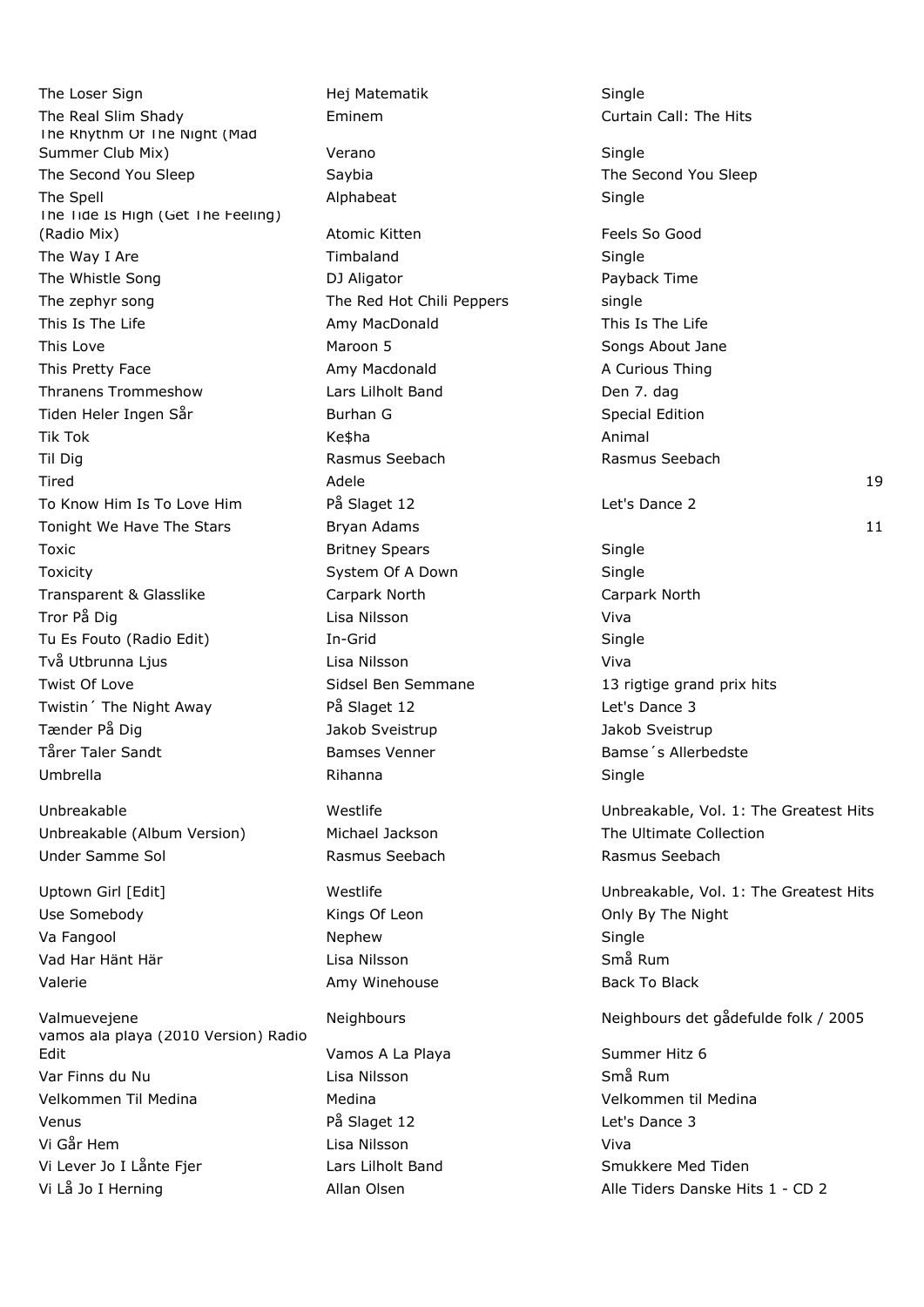| | | | |
|---|---|---|---|
| The Loser Sign | Hej Matematik | Single | |
| The Real Slim Shady | Eminem | Curtain Call: The Hits | |
| The Rhythm Of The Night (Mad Summer Club Mix) | Verano | Single | |
| The Second You Sleep | Saybia | The Second You Sleep | |
| The Spell | Alphabeat | Single | |
| The Tide Is High (Get The Feeling) (Radio Mix) | Atomic Kitten | Feels So Good | |
| The Way I Are | Timbaland | Single | |
| The Whistle Song | DJ Aligator | Payback Time | |
| The zephyr song | The Red Hot Chili Peppers | single | |
| This Is The Life | Amy MacDonald | This Is The Life | |
| This Love | Maroon 5 | Songs About Jane | |
| This Pretty Face | Amy Macdonald | A Curious Thing | |
| Thranens Trommeshow | Lars Lilholt Band | Den 7. dag | |
| Tiden Heler Ingen Sår | Burhan G | Special Edition | |
| Tik Tok | Ke$ha | Animal | |
| Til Dig | Rasmus Seebach | Rasmus Seebach | |
| Tired | Adele | | 19 |
| To Know Him Is To Love Him | På Slaget 12 | Let's Dance 2 | |
| Tonight We Have The Stars | Bryan Adams | | 11 |
| Toxic | Britney Spears | Single | |
| Toxicity | System Of A Down | Single | |
| Transparent & Glasslike | Carpark North | Carpark North | |
| Tror På Dig | Lisa Nilsson | Viva | |
| Tu Es Fouto (Radio Edit) | In-Grid | Single | |
| Två Utbrunna Ljus | Lisa Nilsson | Viva | |
| Twist Of Love | Sidsel Ben Semmane | 13 rigtige grand prix hits | |
| Twistin´ The Night Away | På Slaget 12 | Let's Dance 3 | |
| Tænder På Dig | Jakob Sveistrup | Jakob Sveistrup | |
| Tårer Taler Sandt | Bamses Venner | Bamse´s Allerbedste | |
| Umbrella | Rihanna | Single | |
| Unbreakable | Westlife | Unbreakable, Vol. 1: The Greatest Hits | |
| Unbreakable (Album Version) | Michael Jackson | The Ultimate Collection | |
| Under Samme Sol | Rasmus Seebach | Rasmus Seebach | |
| Uptown Girl [Edit] | Westlife | Unbreakable, Vol. 1: The Greatest Hits | |
| Use Somebody | Kings Of Leon | Only By The Night | |
| Va Fangool | Nephew | Single | |
| Vad Har Hänt Här | Lisa Nilsson | Små Rum | |
| Valerie | Amy Winehouse | Back To Black | |
| Valmuevejene | Neighbours | Neighbours det gådefulde folk / 2005 | |
| vamos ala playa (2010 Version) Radio Edit | Vamos A La Playa | Summer Hitz 6 | |
| Var Finns du Nu | Lisa Nilsson | Små Rum | |
| Velkommen Til Medina | Medina | Velkommen til Medina | |
| Venus | På Slaget 12 | Let's Dance 3 | |
| Vi Går Hem | Lisa Nilsson | Viva | |
| Vi Lever Jo I Lånte Fjer | Lars Lilholt Band | Smukkere Med Tiden | |
| Vi Lå Jo I Herning | Allan Olsen | Alle Tiders Danske Hits 1 - CD 2 | |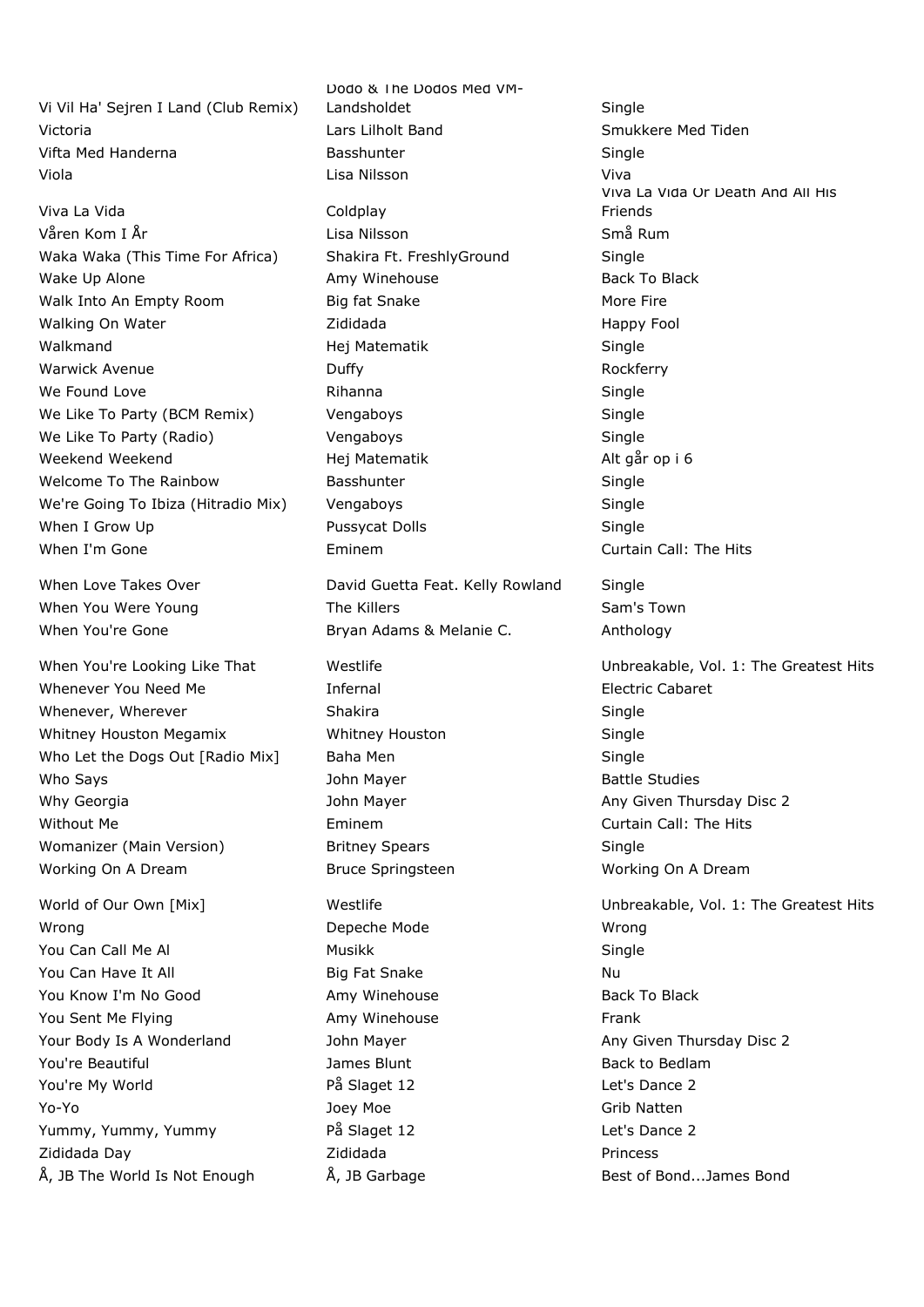| | | |
|---|---|---|
| Vi Vil Ha' Sejren I Land (Club Remix) | Dodo & The Dodos Med VM-Landsholdet | Single |
| Victoria | Lars Lilholt Band | Smukkere Med Tiden |
| Vifta Med Handerna | Basshunter | Single |
| Viola | Lisa Nilsson | Viva |
| Viva La Vida | Coldplay | Viva La Vida Or Death And All His Friends |
| Våren Kom I År | Lisa Nilsson | Små Rum |
| Waka Waka (This Time For Africa) | Shakira Ft. FreshlyGround | Single |
| Wake Up Alone | Amy Winehouse | Back To Black |
| Walk Into An Empty Room | Big fat Snake | More Fire |
| Walking On Water | Zididada | Happy Fool |
| Walkmand | Hej Matematik | Single |
| Warwick Avenue | Duffy | Rockferry |
| We Found Love | Rihanna | Single |
| We Like To Party (BCM Remix) | Vengaboys | Single |
| We Like To Party (Radio) | Vengaboys | Single |
| Weekend Weekend | Hej Matematik | Alt går op i 6 |
| Welcome To The Rainbow | Basshunter | Single |
| We're Going To Ibiza (Hitradio Mix) | Vengaboys | Single |
| When I Grow Up | Pussycat Dolls | Single |
| When I'm Gone | Eminem | Curtain Call: The Hits |
| When Love Takes Over | David Guetta Feat. Kelly Rowland | Single |
| When You Were Young | The Killers | Sam's Town |
| When You're Gone | Bryan Adams & Melanie C. | Anthology |
| When You're Looking Like That | Westlife | Unbreakable, Vol. 1: The Greatest Hits |
| Whenever You Need Me | Infernal | Electric Cabaret |
| Whenever, Wherever | Shakira | Single |
| Whitney Houston Megamix | Whitney Houston | Single |
| Who Let the Dogs Out [Radio Mix] | Baha Men | Single |
| Who Says | John Mayer | Battle Studies |
| Why Georgia | John Mayer | Any Given Thursday Disc 2 |
| Without Me | Eminem | Curtain Call: The Hits |
| Womanizer (Main Version) | Britney Spears | Single |
| Working On A Dream | Bruce Springsteen | Working On A Dream |
| World of Our Own [Mix] | Westlife | Unbreakable, Vol. 1: The Greatest Hits |
| Wrong | Depeche Mode | Wrong |
| You Can Call Me Al | Musikk | Single |
| You Can Have It All | Big Fat Snake | Nu |
| You Know I'm No Good | Amy Winehouse | Back To Black |
| You Sent Me Flying | Amy Winehouse | Frank |
| Your Body Is A Wonderland | John Mayer | Any Given Thursday Disc 2 |
| You're Beautiful | James Blunt | Back to Bedlam |
| You're My World | På Slaget 12 | Let's Dance 2 |
| Yo-Yo | Joey Moe | Grib Natten |
| Yummy, Yummy, Yummy | På Slaget 12 | Let's Dance 2 |
| Zididada Day | Zididada | Princess |
| Å, JB The World Is Not Enough | Å, JB Garbage | Best of Bond...James Bond |